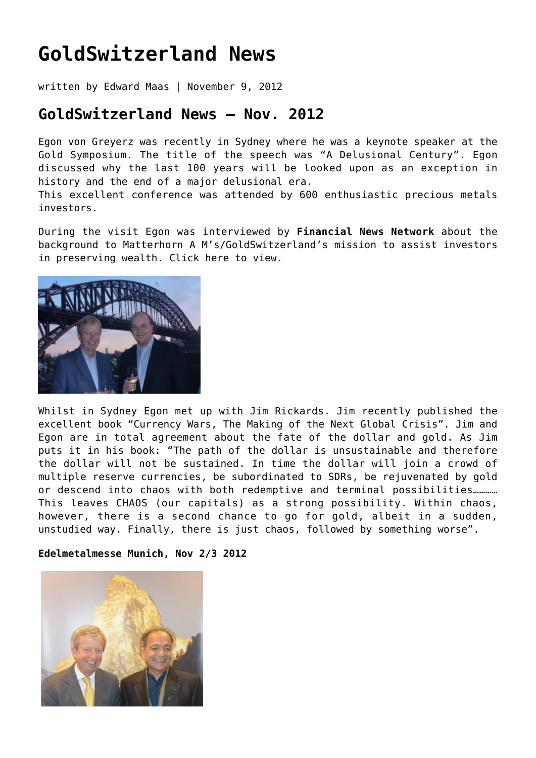# GoldSwitzerland News

written by Edward Maas | November 9, 2012

## GoldSwitzerland News – Nov. 2012

Egon von Greyerz was recently in Sydney where he was a keynote speaker at the Gold Symposium. The title of the speech was "A Delusional Century". Egon discussed why the last 100 years will be looked upon as an exception in history and the end of a major delusional era.
This excellent conference was attended by 600 enthusiastic precious metals investors.

During the visit Egon was interviewed by **Financial News Network** about the background to Matterhorn A M's/GoldSwitzerland's mission to assist investors in preserving wealth. Click here to view.

Whilst in Sydney Egon met up with Jim Rickards. Jim recently published the excellent book "Currency Wars, The Making of the Next Global Crisis". Jim and Egon are in total agreement about the fate of the dollar and gold. As Jim puts it in his book: "The path of the dollar is unsustainable and therefore the dollar will not be sustained. In time the dollar will join a crowd of multiple reserve currencies, be subordinated to SDRs, be rejuvenated by gold or descend into chaos with both redemptive and terminal possibilities………… This leaves CHAOS (our capitals) as a strong possibility. Within chaos, however, there is a second chance to go for gold, albeit in a sudden, unstudied way. Finally, there is just chaos, followed by something worse".

**Edelmetalmesse Munich, Nov 2/3 2012**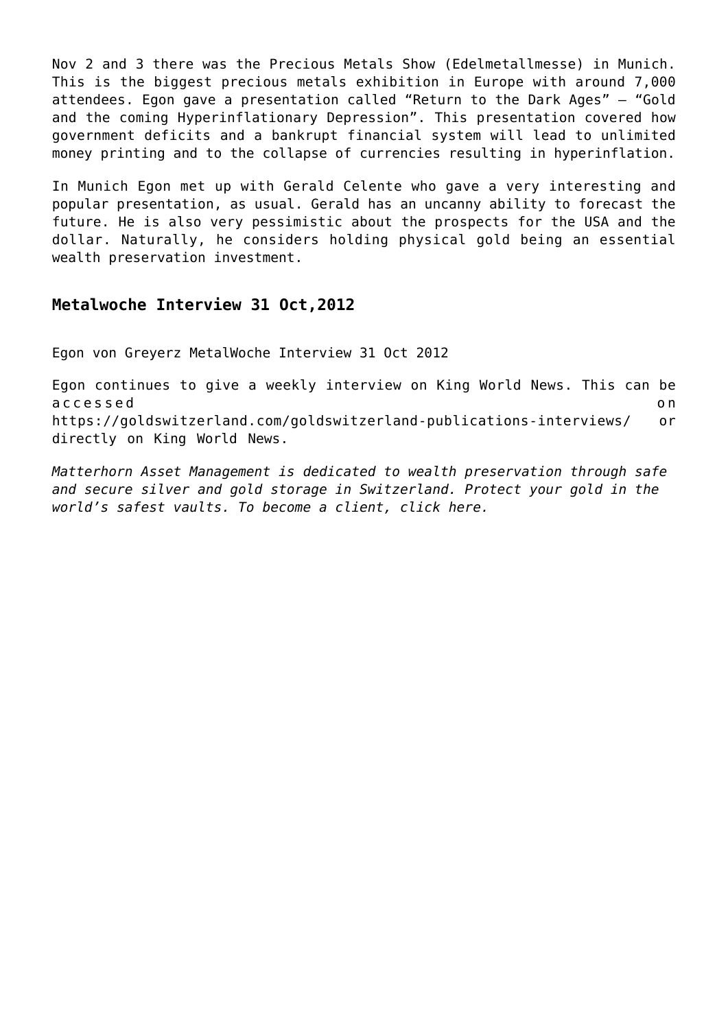Nov 2 and 3 there was the Precious Metals Show (Edelmetallmesse) in Munich. This is the biggest precious metals exhibition in Europe with around 7,000 attendees. Egon gave a presentation called "Return to the Dark Ages" – "Gold and the coming Hyperinflationary Depression". This presentation covered how government deficits and a bankrupt financial system will lead to unlimited money printing and to the collapse of currencies resulting in hyperinflation.

In Munich Egon met up with Gerald Celente who gave a very interesting and popular presentation, as usual. Gerald has an uncanny ability to forecast the future. He is also very pessimistic about the prospects for the USA and the dollar. Naturally, he considers holding physical gold being an essential wealth preservation investment.

### Metalwoche Interview 31 Oct,2012

Egon von Greyerz MetalWoche Interview 31 Oct 2012

Egon continues to give a weekly interview on King World News. This can be accessed on https://goldswitzerland.com/goldswitzerland-publications-interviews/ or directly on King World News.

*Matterhorn Asset Management is dedicated to wealth preservation through safe and secure silver and gold storage in Switzerland. Protect your gold in the world's safest vaults. To become a client, click here.*